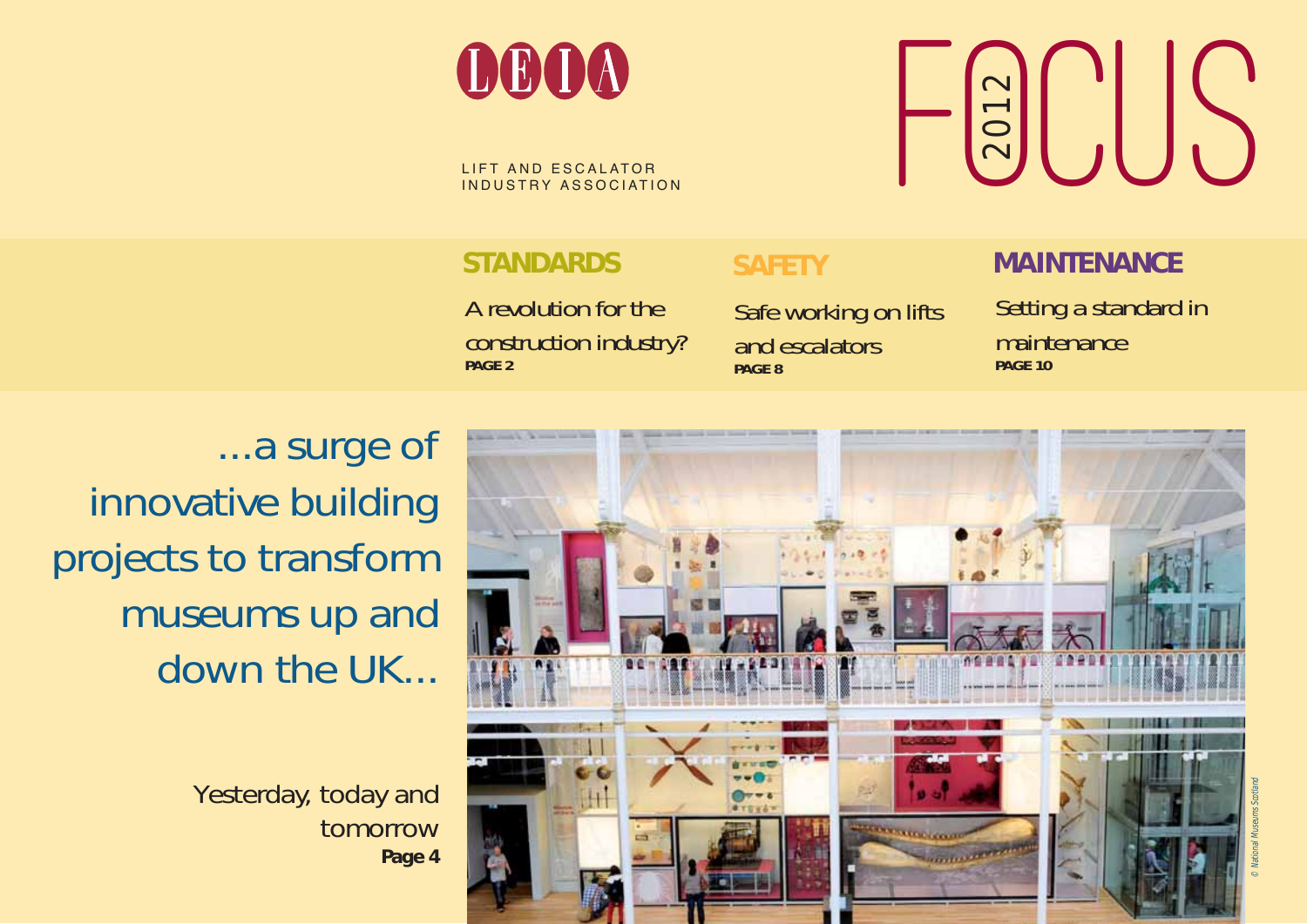# LEIA

LIFT AND ESCALATOR INDUSTRY ASSOCIATION

# FOCUS 2012

## STANDARDS

A revolution for the construction industry?
**PAGE 2**

## SAFETY

Safe working on lifts and escalators
**PAGE 8**

## MAINTENANCE

Setting a standard in maintenance
**PAGE 10**

...a surge of innovative building projects to transform museums up and down the UK...

Yesterday, today and tomorrow
**Page 4**

© National Museums Scotland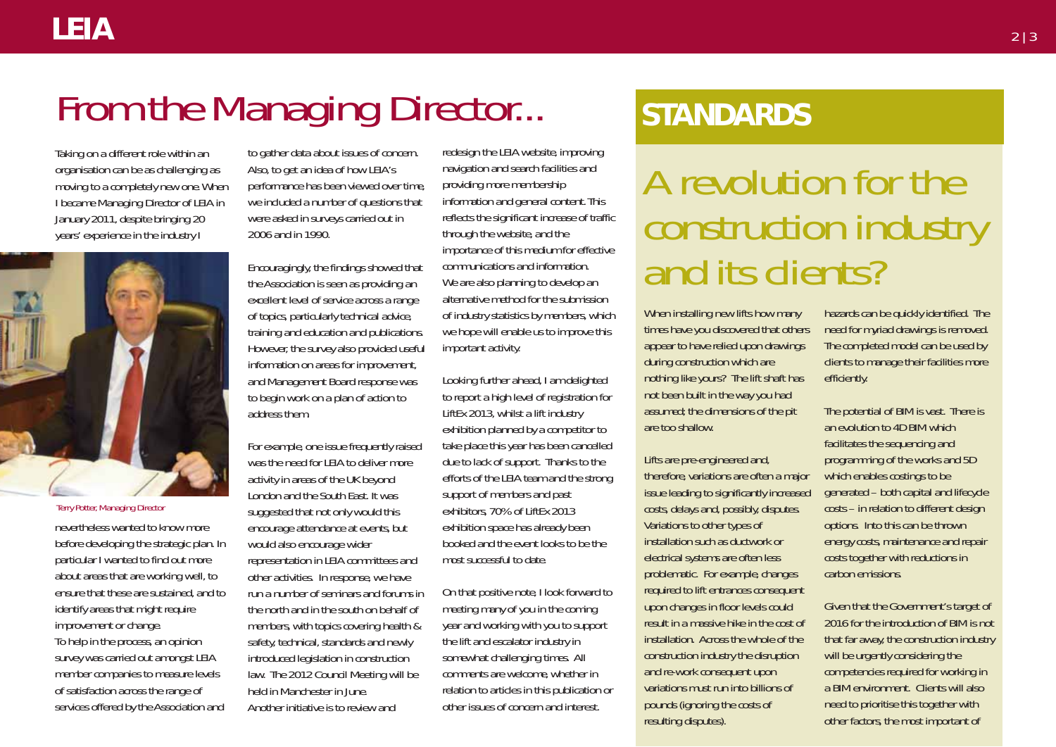# From the Managing Director...

Taking on a different role within an organisation can be as challenging as moving to a completely new one. When I became Managing Director of LEIA in January 2011, despite bringing 20 years' experience in the industry I nevertheless wanted to know more before developing the strategic plan. In particular I wanted to find out more about areas that are working well, to ensure that these are sustained, and to identify areas that might require improvement or change.

Terry Potter, Managing Director

To help in the process, an opinion survey was carried out amongst LEIA member companies to measure levels of satisfaction across the range of services offered by the Association and to gather data about issues of concern. Also, to get an idea of how LEIA's performance has been viewed over time, we included a number of questions that were asked in surveys carried out in 2006 and in 1990.

Encouragingly, the findings showed that the Association is seen as providing an excellent level of service across a range of topics, particularly technical advice, training and education and publications. However, the survey also provided useful information on areas for improvement, and Management Board response was to begin work on a plan of action to address them.

For example, one issue frequently raised was the need for LEIA to deliver more activity in areas of the UK beyond London and the South East. It was suggested that not only would this encourage attendance at events, but would also encourage wider representation in LEIA committees and other activities. In response, we have run a number of seminars and forums in the north and in the south on behalf of members, with topics covering health & safety, technical, standards and newly introduced legislation in construction law. The 2012 Council Meeting will be held in Manchester in June.

Another initiative is to review and redesign the LEIA website, improving navigation and search facilities and providing more membership information and general content. This reflects the significant increase of traffic through the website, and the importance of this medium for effective communications and information.

We are also planning to develop an alternative method for the submission of industry statistics by members, which we hope will enable us to improve this important activity.

Looking further ahead, I am delighted to report a high level of registration for LiftEx 2013, whilst a lift industry exhibition planned by a competitor to take place this year has been cancelled due to lack of support. Thanks to the efforts of the LEIA team and the strong support of members and past exhibitors, 70% of LiftEx 2013 exhibition space has already been booked and the event looks to be the most successful to date.

On that positive note, I look forward to meeting many of you in the coming year and working with you to support the lift and escalator industry in somewhat challenging times. All comments are welcome, whether in relation to articles in this publication or other issues of concern and interest.

# STANDARDS

## A revolution for the construction industry and its clients?

When installing new lifts how many times have you discovered that others appear to have relied upon drawings during construction which are nothing like yours? The lift shaft has not been built in the way you had assumed; the dimensions of the pit are too shallow.

Lifts are pre-engineered and, therefore, variations are often a major issue leading to significantly increased costs, delays and, possibly, disputes. Variations to other types of installation such as ductwork or electrical systems are often less problematic. For example, changes required to lift entrances consequent upon changes in floor levels could result in a massive hike in the cost of installation. Across the whole of the construction industry the disruption and re-work consequent upon variations must run into billions of pounds (ignoring the costs of resulting disputes).

hazards can be quickly identified. The need for myriad drawings is removed. The completed model can be used by clients to manage their facilities more efficiently.

The potential of BIM is vast. There is an evolution to 4D BIM which facilitates the sequencing and programming of the works and 5D which enables costings to be generated – both capital and lifecycle costs – in relation to different design options. Into this can be thrown energy costs, maintenance and repair costs together with reductions in carbon emissions.

Given that the Government's target of 2016 for the introduction of BIM is not that far away, the construction industry will be urgently considering the competencies required for working in a BIM environment. Clients will also need to prioritise this together with other factors, the most important of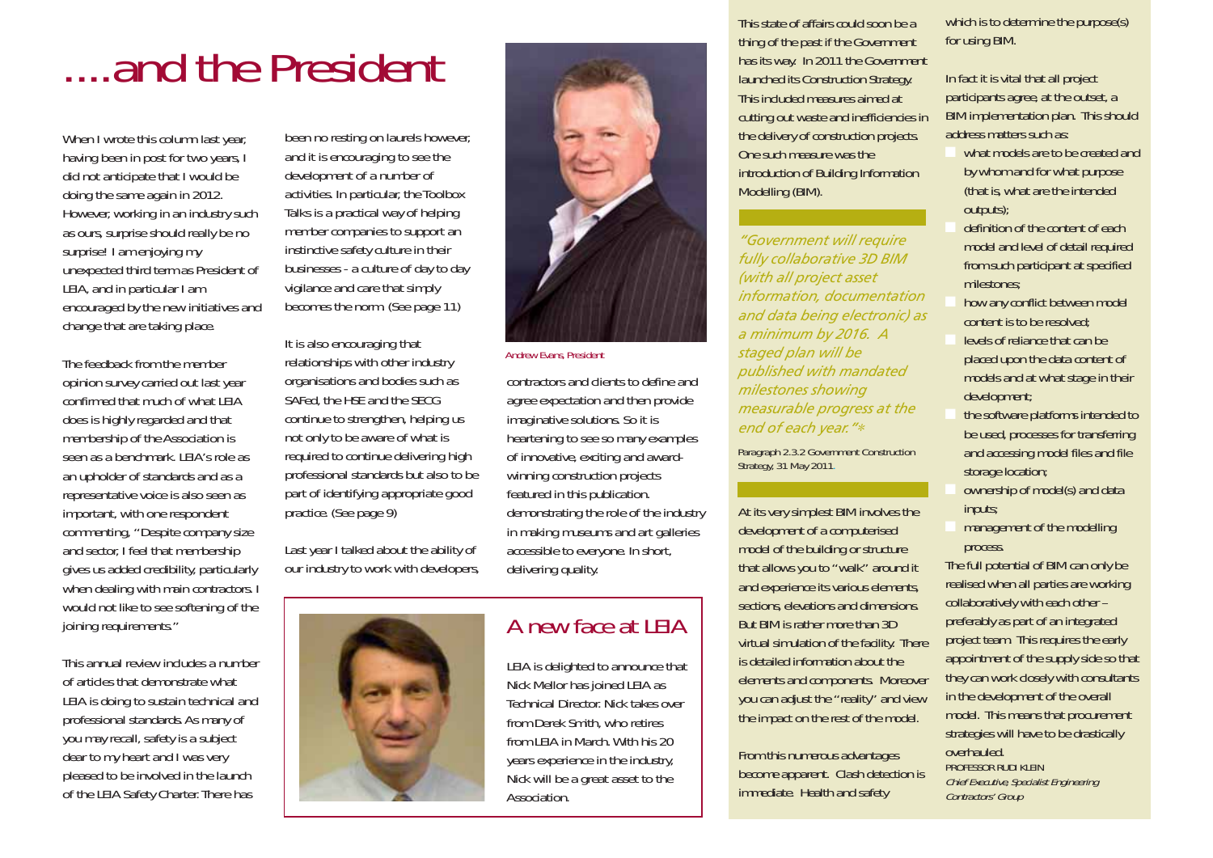# ....and the President

When I wrote this column last year, having been in post for two years, I did not anticipate that I would be doing the same again in 2012. However, working in an industry such as ours, surprise should really be no surprise! I am enjoying my unexpected third term as President of LEIA, and in particular I am encouraged by the new initiatives and change that are taking place.

The feedback from the member opinion survey carried out last year confirmed that much of what LEIA does is highly regarded and that membership of the Association is seen as a benchmark. LEIA's role as an upholder of standards and as a representative voice is also seen as important, with one respondent commenting, "Despite company size and sector, I feel that membership gives us added credibility, particularly when dealing with main contractors. I would not like to see softening of the joining requirements."

This annual review includes a number of articles that demonstrate what LEIA is doing to sustain technical and professional standards. As many of you may recall, safety is a subject dear to my heart and I was very pleased to be involved in the launch of the LEIA Safety Charter. There has been no resting on laurels however, and it is encouraging to see the development of a number of activities. In particular, the Toolbox Talks is a practical way of helping member companies to support an instinctive safety culture in their businesses - a culture of day to day vigilance and care that simply becomes the norm. (See page 11)

It is also encouraging that relationships with other industry organisations and bodies such as SAFed, the HSE and the SECG continue to strengthen, helping us not only to be aware of what is required to continue delivering high professional standards but also to be part of identifying appropriate good practice. (See page 9)

Last year I talked about the ability of our industry to work with developers, contractors and clients to define and agree expectation and then provide imaginative solutions. So it is heartening to see so many examples of innovative, exciting and award-winning construction projects featured in this publication, demonstrating the role of the industry in making museums and art galleries accessible to everyone. In short, delivering quality.

Andrew Evans, President

## A new face at LEIA

LEIA is delighted to announce that Nick Mellor has joined LEIA as Technical Director. Nick takes over from Derek Smith, who retires from LEIA in March. With his 20 years experience in the industry, Nick will be a great asset to the Association.

This state of affairs could soon be a thing of the past if the Government has its way. In 2011 the Government launched its Construction Strategy. This included measures aimed at cutting out waste and inefficiencies in the delivery of construction projects. One such measure was the introduction of Building Information Modelling (BIM).

*"Government will require fully collaborative 3D BIM (with all project asset information, documentation and data being electronic) as a minimum by 2016. A staged plan will be published with mandated milestones showing measurable progress at the end of each year."\**

Paragraph 2.3.2 Government Construction Strategy, 31 May 2011.

At its very simplest BIM involves the development of a computerised model of the building or structure that allows you to "walk" around it and experience its various elements, sections, elevations and dimensions. But BIM is rather more than 3D virtual simulation of the facility. There is detailed information about the elements and components. Moreover you can adjust the "reality" and view the impact on the rest of the model.

From this numerous advantages become apparent. Clash detection is immediate. Health and safety which is to determine the purpose(s) for using BIM.

In fact it is vital that all project participants agree, at the outset, a BIM implementation plan. This should address matters such as:

- what models are to be created and by whom and for what purpose (that is, what are the intended outputs);
- definition of the content of each model and level of detail required from such participant at specified milestones;
- how any conflict between model content is to be resolved;
- levels of reliance that can be placed upon the data content of models and at what stage in their development;
- the software platforms intended to be used, processes for transferring and accessing model files and file storage location;
- ownership of model(s) and data inputs;
- management of the modelling process.

The full potential of BIM can only be realised when all parties are working collaboratively with each other – preferably as part of an integrated project team. This requires the early appointment of the supply side so that they can work closely with consultants in the development of the overall model. This means that procurement strategies will have to be drastically overhauled.

PROFESSOR RUDI KLEIN
*Chief Executive, Specialist Engineering Contractors' Group*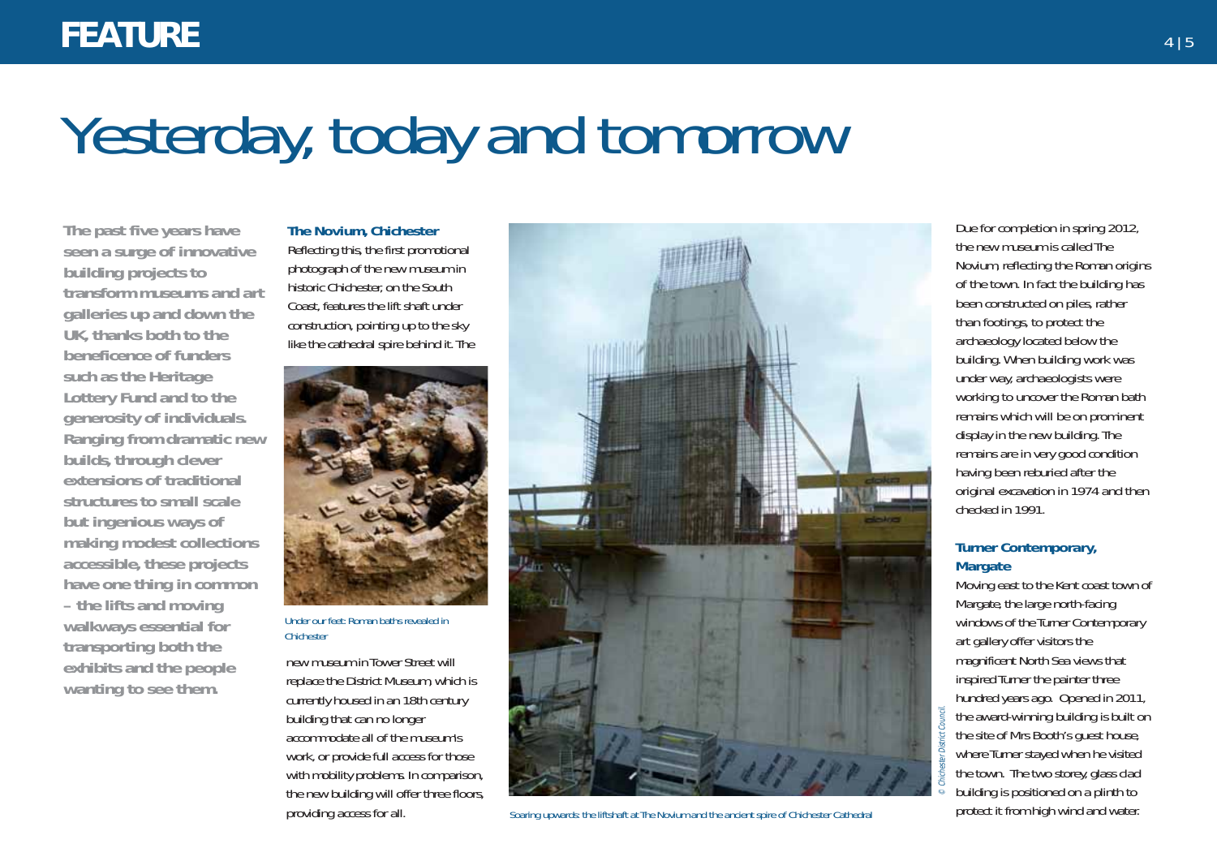# Yesterday, today and tomorrow

**The past five years have seen a surge of innovative building projects to transform museums and art galleries up and down the UK, thanks both to the beneficence of funders such as the Heritage Lottery Fund and to the generosity of individuals. Ranging from dramatic new builds, through clever extensions of traditional structures to small scale but ingenious ways of making modest collections accessible, these projects have one thing in common – the lifts and moving walkways essential for transporting both the exhibits and the people wanting to see them.**

### The Novium, Chichester

Reflecting this, the first promotional photograph of the new museum in historic Chichester, on the South Coast, features the lift shaft under construction, pointing up to the sky like the cathedral spire behind it. The new museum in Tower Street will replace the District Museum, which is currently housed in an 18th century building that can no longer accommodate all of the museum's work, or provide full access for those with mobility problems. In comparison, the new building will offer three floors, providing access for all.

*Under our feet: Roman baths revealed in Chichester*

*Soaring upwards: the liftshaft at The Novium and the ancient spire of Chichester Cathedral*

*© Chichester District Council.*

Due for completion in spring 2012, the new museum is called The Novium, reflecting the Roman origins of the town. In fact the building has been constructed on piles, rather than footings, to protect the archaeology located below the building. When building work was under way, archaeologists were working to uncover the Roman bath remains which will be on prominent display in the new building. The remains are in very good condition having been reburied after the original excavation in 1974 and then checked in 1991.

### Turner Contemporary, Margate

Moving east to the Kent coast town of Margate, the large north-facing windows of the Turner Contemporary art gallery offer visitors the magnificent North Sea views that inspired Turner the painter three hundred years ago. Opened in 2011, the award-winning building is built on the site of Mrs Booth's guest house, where Turner stayed when he visited the town. The two storey, glass clad building is positioned on a plinth to protect it from high wind and water.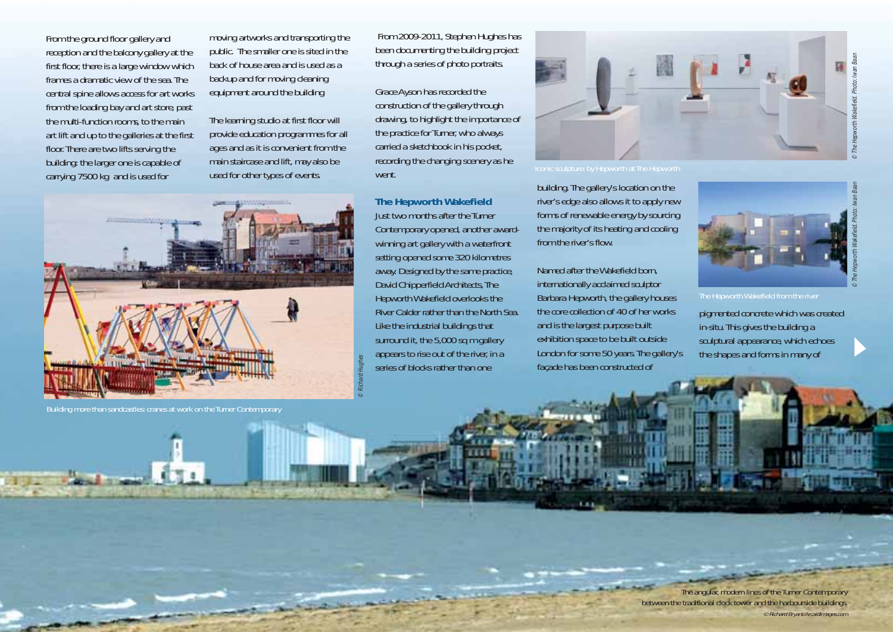From the ground floor gallery and reception and the balcony gallery at the first floor, there is a large window which frames a dramatic view of the sea. The central spine allows access for art works from the loading bay and art store, past the multi-function rooms, to the main art lift and up to the galleries at the first floor. There are two lifts serving the building: the larger one is capable of carrying 7500 kg and is used for moving artworks and transporting the public. The smaller one is sited in the back of house area and is used as a backup and for moving cleaning equipment around the building.

The learning studio at first floor will provide education programmes for all ages and as it is convenient from the main staircase and lift, may also be used for other types of events.

From 2009-2011, Stephen Hughes has been documenting the building project through a series of photo portraits.

Grace Ayson has recorded the construction of the gallery through drawing, to highlight the importance of the practice for Turner, who always carried a sketchbook in his pocket, recording the changing scenery as he went.

Building more than sandcastles: cranes at work on the Turner Contemporary

© Richard Hughes

## The Hepworth Wakefield

Just two months after the Turner Contemporary opened, another award-winning art gallery with a waterfront setting opened some 320 kilometres away. Designed by the same practice, David Chipperfield Architects, The Hepworth Wakefield overlooks the River Calder rather than the North Sea. Like the industrial buildings that surround it, the 5,000 sq m gallery appears to rise out of the river, in a series of blocks rather than one building. The gallery's location on the river's edge also allows it to apply new forms of renewable energy by sourcing the majority of its heating and cooling from the river's flow.

Named after the Wakefield born, internationally acclaimed sculptor Barbara Hepworth, the gallery houses the core collection of 40 of her works and is the largest purpose built exhibition space to be built outside London for some 50 years. The gallery's façade has been constructed of pigmented concrete which was created in-situ. This gives the building a sculptural appearance, which echoes the shapes and forms in many of

Iconic sculpture: by Hepworth at The Hepworth

© The Hepworth Wakefield. Photo: Iwan Baan

The Hepworth Wakefield from the river

© The Hepworth Wakefield. Photo: Iwan Baan

The angular, modern lines of the Turner Contemporary between the traditional clock tower and the harbourside buildings.

© Richard Bryant/Arcaidimages.com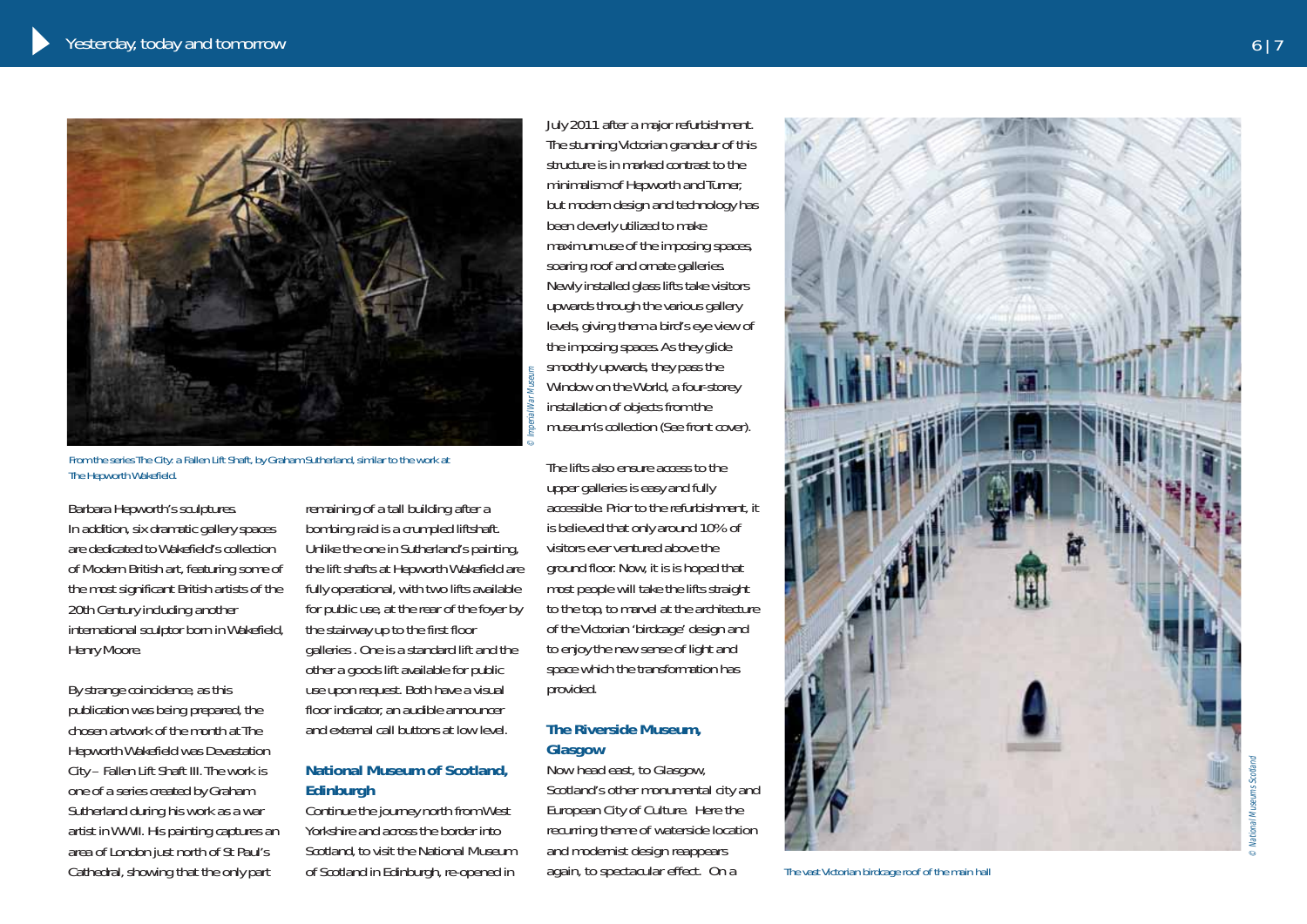From the series The City: a Fallen Lift Shaft, by Graham Sutherland, similar to the work at The Hepworth Wakefield.

© Imperial War Museum

Barbara Hepworth's sculptures. In addition, six dramatic gallery spaces are dedicated to Wakefield's collection of Modern British art, featuring some of the most significant British artists of the 20th Century including another international sculptor born in Wakefield, Henry Moore.

By strange coincidence, as this publication was being prepared, the chosen artwork of the month at The Hepworth Wakefield was Devastation City – Fallen Lift Shaft III. The work is one of a series created by Graham Sutherland during his work as a war artist in WWII. His painting captures an area of London just north of St Paul's Cathedral, showing that the only part remaining of a tall building after a bombing raid is a crumpled liftshaft. Unlike the one in Sutherland's painting, the lift shafts at Hepworth Wakefield are fully operational, with two lifts available for public use, at the rear of the foyer by the stairway up to the first floor galleries . One is a standard lift and the other a goods lift available for public use upon request. Both have a visual floor indicator, an audible announcer and external call buttons at low level.

### National Museum of Scotland, Edinburgh

Continue the journey north from West Yorkshire and across the border into Scotland, to visit the National Museum of Scotland in Edinburgh, re-opened in July 2011 after a major refurbishment. The stunning Victorian grandeur of this structure is in marked contrast to the minimalism of Hepworth and Turner, but modern design and technology has been cleverly utilized to make maximum use of the imposing spaces, soaring roof and ornate galleries. Newly installed glass lifts take visitors upwards through the various gallery levels, giving them a bird's eye view of the imposing spaces. As they glide smoothly upwards, they pass the Window on the World, a four-storey installation of objects from the museum's collection (See front cover).

The lifts also ensure access to the upper galleries is easy and fully accessible. Prior to the refurbishment, it is believed that only around 10% of visitors ever ventured above the ground floor. Now, it is is hoped that most people will take the lifts straight to the top, to marvel at the architecture of the Victorian 'birdcage' design and to enjoy the new sense of light and space which the transformation has provided.

### The Riverside Museum, Glasgow

Now head east, to Glasgow, Scotland's other monumental city and European City of Culture. Here the recurring theme of waterside location and modernist design reappears again, to spectacular effect. On a

The vast Victorian birdcage roof of the main hall

© National Museums Scotland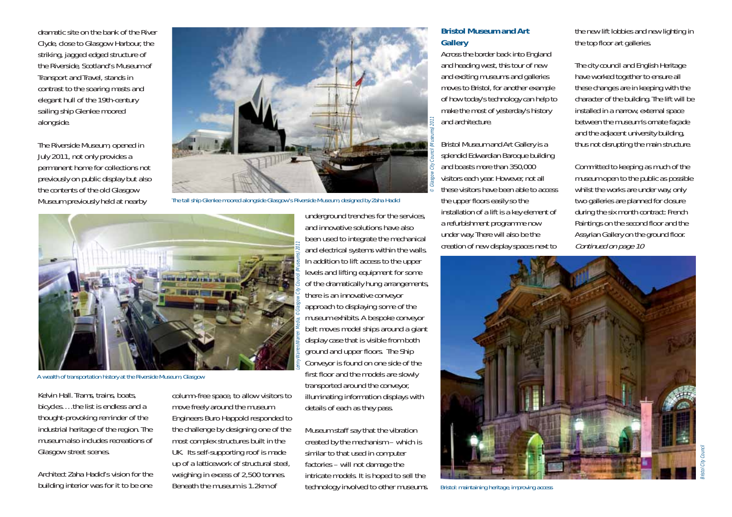dramatic site on the bank of the River Clyde, close to Glasgow Harbour, the striking, jagged edged structure of the Riverside, Scotland's Museum of Transport and Travel, stands in contrast to the soaring masts and elegant hull of the 19th-century sailing ship Glenlee moored alongside.

The Riverside Museum, opened in July 2011, not only provides a permanent home for collections not previously on public display but also the contents of the old Glasgow Museum previously held at nearby Kelvin Hall. Trams, trains, boats, bicycles….the list is endless and a thought-provoking reminder of the industrial heritage of the region. The museum also includes recreations of Glasgow street scenes.

The tall ship Glenlee moored alongside Glasgow's Riverside Museum, designed by Zaha Hadid

© Glasgow City Council (Museums) 2011

A wealth of transportation history at the Riverside Museum, Glasgow

Lenny Warren/Warren Media, © Glasgow City Council (Museums) 2011

Architect Zaha Hadid's vision for the building interior was for it to be one column-free space, to allow visitors to move freely around the museum. Engineers Buro Happold responded to the challenge by designing one of the most complex structures built in the UK. Its self-supporting roof is made up of a latticework of structural steel, weighing in excess of 2,500 tonnes. Beneath the museum is 1.2km of underground trenches for the services, and innovative solutions have also been used to integrate the mechanical and electrical systems within the walls. In addition to lift access to the upper levels and lifting equipment for some of the dramatically hung arrangements, there is an innovative conveyor approach to displaying some of the museum exhibits. A bespoke conveyor belt moves model ships around a giant display case that is visible from both ground and upper floors. The Ship Conveyor is found on one side of the first floor and the models are slowly transported around the conveyor, illuminating information displays with details of each as they pass.

Museum staff say that the vibration created by the mechanism – which is similar to that used in computer factories – will not damage the intricate models. It is hoped to sell the technology involved to other museums.

## Bristol Museum and Art Gallery

Across the border back into England and heading west, this tour of new and exciting museums and galleries moves to Bristol, for another example of how today's technology can help to make the most of yesterday's history and architecture.

Bristol Museum and Art Gallery is a splendid Edwardian Baroque building and boasts more than 350,000 visitors each year. However, not all these visitors have been able to access the upper floors easily so the installation of a lift is a key element of a refurbishment programme now under way. There will also be the creation of new display spaces next to the new lift lobbies and new lighting in the top floor art galleries.

The city council and English Heritage have worked together to ensure all these changes are in keeping with the character of the building. The lift will be installed in a narrow, external space between the museum's ornate façade and the adjacent university building, thus not disrupting the main structure.

Committed to keeping as much of the museum open to the public as possible whilst the works are under way, only two galleries are planned for closure during the six month contract: French Paintings on the second floor and the Assyrian Gallery on the ground floor.
*Continued on page 10*

Bristol: maintaining heritage, improving access

Bristol City Council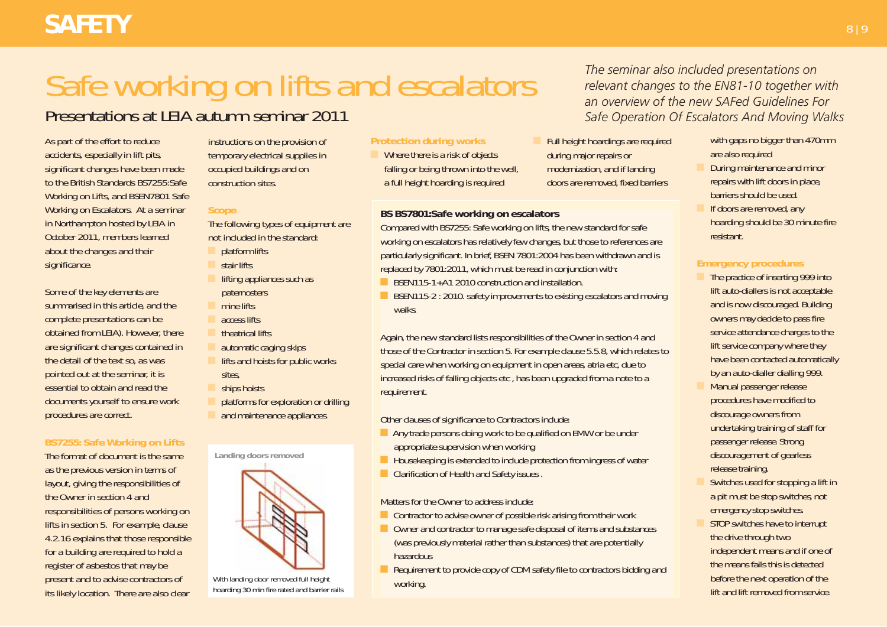# Safe working on lifts and escalators

## Presentations at LEIA autumn seminar 2011

*The seminar also included presentations on relevant changes to the EN81-10 together with an overview of the new SAFed Guidelines For Safe Operation Of Escalators And Moving Walks*

As part of the effort to reduce accidents, especially in lift pits, significant changes have been made to the British Standards BS7255:Safe Working on Lifts, and BSEN7801 Safe Working on Escalators. At a seminar in Northampton hosted by LEIA in October 2011, members learned about the changes and their significance.

Some of the key elements are summarised in this article, and the complete presentations can be obtained from LEIA). However, there are significant changes contained in the detail of the text so, as was pointed out at the seminar, it is essential to obtain and read the documents yourself to ensure work procedures are correct.

### BS7255: Safe Working on Lifts

The format of document is the same as the previous version in terms of layout, giving the responsibilities of the Owner in section 4 and responsibilities of persons working on lifts in section 5. For example, clause 4.2.16 explains that those responsible for a building are required to hold a register of asbestos that may be present and to advise contractors of its likely location. There are also clear instructions on the provision of temporary electrical supplies in occupied buildings and on construction sites.

### Scope

The following types of equipment are not included in the standard:

- platform lifts
- stair lifts
- lifting appliances such as paternosters
- mine lifts
- access lifts
- theatrical lifts
- automatic caging skips
- lifts and hoists for public works sites,
- ships hoists
- platforms for exploration or drilling
- and maintenance appliances.

**Landing doors removed**

With landing door removed full height hoarding 30 min fire rated and barrier rails

### Protection during works

- Where there is a risk of objects falling or being thrown into the well, a full height hoarding is required
- Full height hoardings are required during major repairs or modernization, and if landing doors are removed, fixed barriers with gaps no bigger than 470mm are also required
- During maintenance and minor repairs with lift doors in place, barriers should be used.
- If doors are removed, any hoarding should be 30 minute fire resistant.

### BS BS7801:Safe working on escalators

Compared with BS7255: Safe working on lifts, the new standard for safe working on escalators has relatively few changes, but those to references are particularly significant. In brief, BSEN 7801:2004 has been withdrawn and is replaced by 7801:2011, which must be read in conjunction with:

- BSEN115-1+A1 2010 construction and installation.
- BSEN115-2 : 2010. safety improvements to existing escalators and moving walks.

Again, the new standard lists responsibilities of the Owner in section 4 and those of the Contractor in section 5. For example clause 5.5.8, which relates to special care when working on equipment in open areas, atria etc, due to increased risks of falling objects etc , has been upgraded from a note to a requirement.

Other clauses of significance to Contractors include:

- Any trade persons doing work to be qualified on EMW or be under appropriate supervision when working
- Housekeeping is extended to include protection from ingress of water
- Clarification of Health and Safety issues .

Matters for the Owner to address include:

- Contractor to advise owner of possible risk arising from their work
- Owner and contractor to manage safe disposal of items and substances (was previously material rather than substances) that are potentially hazardous
- Requirement to provide copy of CDM safety file to contractors bidding and working.

### Emergency procedures

- The practice of inserting 999 into lift auto-diallers is not acceptable and is now discouraged. Building owners may decide to pass fire service attendance charges to the lift service company where they have been contacted automatically by an auto-dialler dialling 999.
- Manual passenger release procedures have modified to discourage owners from undertaking training of staff for passenger release. Strong discouragement of gearless release training.
- Switches used for stopping a lift in a pit must be stop switches, not emergency stop switches.
- STOP switches have to interrupt the drive through two independent means and if one of the means fails this is detected before the next operation of the lift and lift removed from service.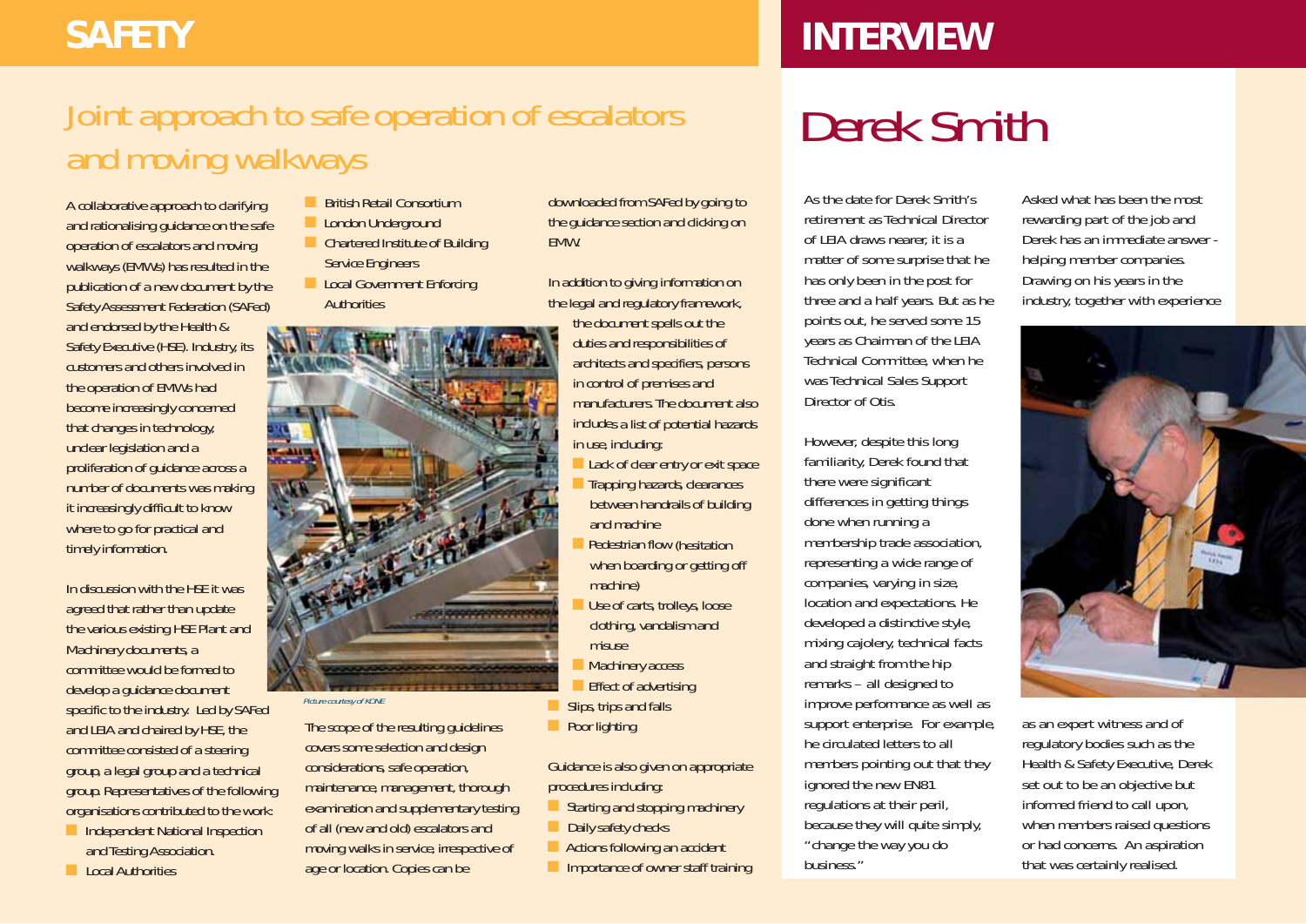# SAFETY

## Joint approach to safe operation of escalators and moving walkways

A collaborative approach to clarifying and rationalising guidance on the safe operation of escalators and moving walkways (EMWs) has resulted in the publication of a new document by the Safety Assessment Federation (SAFed) and endorsed by the Health & Safety Executive (HSE). Industry, its customers and others involved in the operation of EMWs had become increasingly concerned that changes in technology, unclear legislation and a proliferation of guidance across a number of documents was making it increasingly difficult to know where to go for practical and timely information.

In discussion with the HSE it was agreed that rather than update the various existing HSE Plant and Machinery documents, a committee would be formed to develop a guidance document specific to the industry. Led by SAFed and LEIA and chaired by HSE, the committee consisted of a steering group, a legal group and a technical group. Representatives of the following organisations contributed to the work:

- Independent National Inspection and Testing Association.
- Local Authorities
- British Retail Consortium
- London Underground
- Chartered Institute of Building Service Engineers
- Local Government Enforcing Authorities

*Picture courtesy of KONE*

The scope of the resulting guidelines covers some selection and design considerations, safe operation, maintenance, management, thorough examination and supplementary testing of all (new and old) escalators and moving walks in service, irrespective of age or location. Copies can be downloaded from SAFed by going to the guidance section and clicking on EMW.

In addition to giving information on the legal and regulatory framework, the document spells out the duties and responsibilities of architects and specifiers, persons in control of premises and manufacturers. The document also includes a list of potential hazards in use, including:

- Lack of clear entry or exit space
- Trapping hazards, clearances between handrails of building and machine
- Pedestrian flow (hesitation when boarding or getting off machine)
- Use of carts, trolleys, loose clothing, vandalism and misuse
- Machinery access
- Effect of advertising
- Slips, trips and falls
- Poor lighting

Guidance is also given on appropriate procedures including:

- Starting and stopping machinery
- Daily safety checks
- Actions following an accident
- Importance of owner staff training

# INTERVIEW

## Derek Smith

As the date for Derek Smith's retirement as Technical Director of LEIA draws nearer, it is a matter of some surprise that he has only been in the post for three and a half years. But as he points out, he served some 15 years as Chairman of the LEIA Technical Committee, when he was Technical Sales Support Director of Otis.

However, despite this long familiarity, Derek found that there were significant differences in getting things done when running a membership trade association, representing a wide range of companies, varying in size, location and expectations. He developed a distinctive style, mixing cajolery, technical facts and straight from the hip remarks – all designed to improve performance as well as support enterprise. For example, he circulated letters to all members pointing out that they ignored the new EN81 regulations at their peril, because they will quite simply, "change the way you do business."

Asked what has been the most rewarding part of the job and Derek has an immediate answer - helping member companies. Drawing on his years in the industry, together with experience as an expert witness and of regulatory bodies such as the Health & Safety Executive, Derek set out to be an objective but informed friend to call upon, when members raised questions or had concerns. An aspiration that was certainly realised.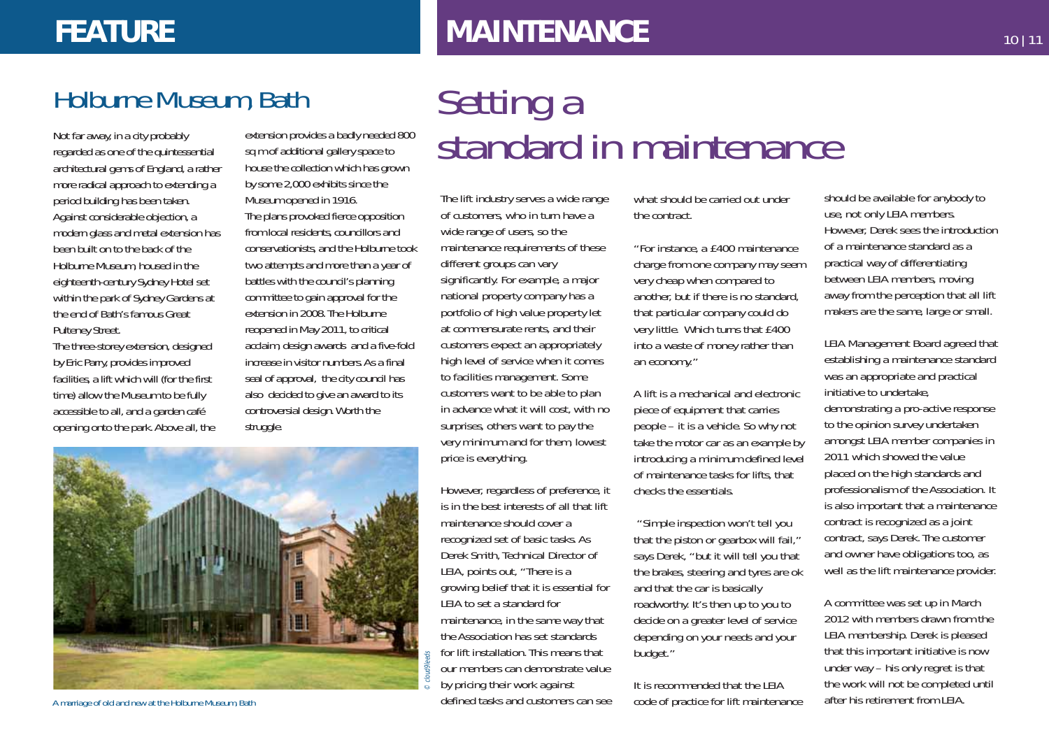## Holburne Museum, Bath

Not far away, in a city probably regarded as one of the quintessential architectural gems of England, a rather more radical approach to extending a period building has been taken. Against considerable objection, a modern glass and metal extension has been built on to the back of the Holburne Museum, housed in the eighteenth-century Sydney Hotel set within the park of Sydney Gardens at the end of Bath's famous Great Pulteney Street.

The three-storey extension, designed by Eric Parry, provides improved facilities, a lift which will (for the first time) allow the Museum to be fully accessible to all, and a garden café opening onto the park. Above all, the extension provides a badly needed 800 sq m of additional gallery space to house the collection which has grown by some 2,000 exhibits since the Museum opened in 1916.

The plans provoked fierce opposition from local residents, councillors and conservationists, and the Holburne took two attempts and more than a year of battles with the council's planning committee to gain approval for the extension in 2008. The Holburne reopened in May 2011, to critical acclaim, design awards and a five-fold increase in visitor numbers. As a final seal of approval, the city council has also decided to give an award to its controversial design. Worth the struggle.

© cloud9leeds

A marriage of old and new at the Holburne Museum, Bath

# Setting a standard in maintenance

The lift industry serves a wide range of customers, who in turn have a wide range of users, so the maintenance requirements of these different groups can vary significantly. For example, a major national property company has a portfolio of high value property let at commensurate rents, and their customers expect an appropriately high level of service when it comes to facilities management. Some customers want to be able to plan in advance what it will cost, with no surprises, others want to pay the very minimum and for them, lowest price is everything.

However, regardless of preference, it is in the best interests of all that lift maintenance should cover a recognized set of basic tasks. As Derek Smith, Technical Director of LEIA, points out, "There is a growing belief that it is essential for LEIA to set a standard for maintenance, in the same way that the Association has set standards for lift installation. This means that our members can demonstrate value by pricing their work against defined tasks and customers can see what should be carried out under the contract.

"For instance, a £400 maintenance charge from one company may seem very cheap when compared to another, but if there is no standard, that particular company could do very little. Which turns that £400 into a waste of money rather than an economy."

A lift is a mechanical and electronic piece of equipment that carries people – it is a vehicle. So why not take the motor car as an example by introducing a minimum defined level of maintenance tasks for lifts, that checks the essentials.

"Simple inspection won't tell you that the piston or gearbox will fail," says Derek, "but it will tell you that the brakes, steering and tyres are ok and that the car is basically roadworthy. It's then up to you to decide on a greater level of service depending on your needs and your budget."

It is recommended that the LEIA code of practice for lift maintenance should be available for anybody to use, not only LEIA members. However, Derek sees the introduction of a maintenance standard as a practical way of differentiating between LEIA members, moving away from the perception that all lift makers are the same, large or small.

LEIA Management Board agreed that establishing a maintenance standard was an appropriate and practical initiative to undertake, demonstrating a pro-active response to the opinion survey undertaken amongst LEIA member companies in 2011 which showed the value placed on the high standards and professionalism of the Association. It is also important that a maintenance contract is recognized as a joint contract, says Derek. The customer and owner have obligations too, as well as the lift maintenance provider.

A committee was set up in March 2012 with members drawn from the LEIA membership. Derek is pleased that this important initiative is now under way – his only regret is that the work will not be completed until after his retirement from LEIA.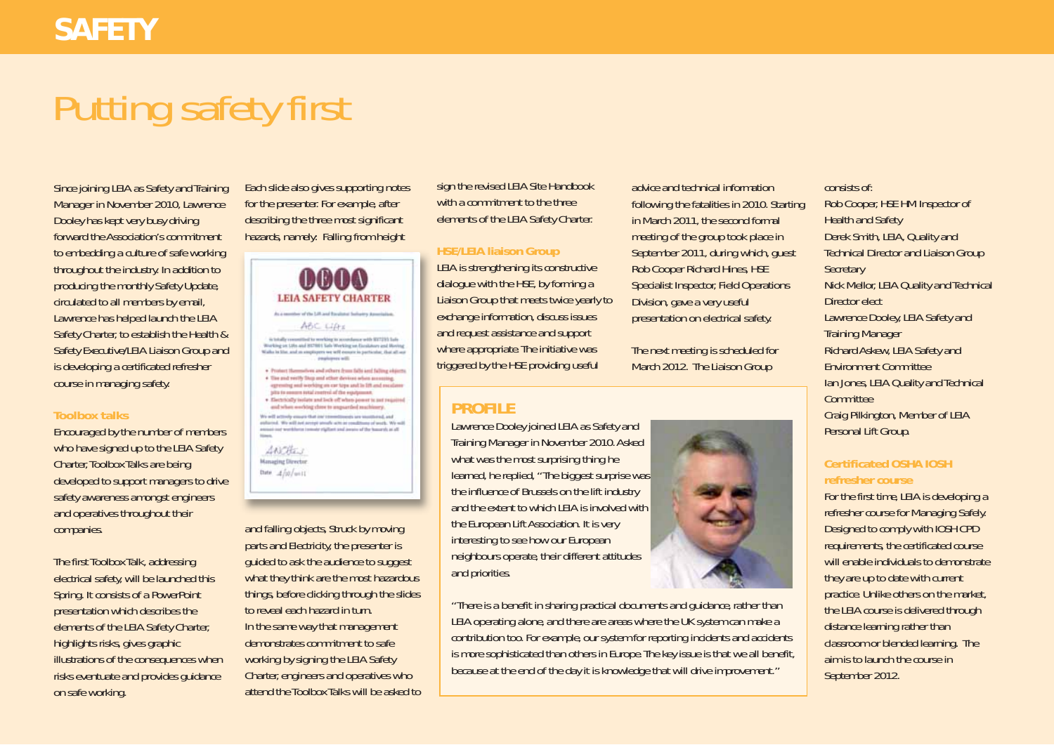# SAFETY

# Putting safety first

Since joining LEIA as Safety and Training Manager in November 2010, Lawrence Dooley has kept very busy driving forward the Association's commitment to embedding a culture of safe working throughout the industry. In addition to producing the monthly Safety Update, circulated to all members by email, Lawrence has helped launch the LEIA Safety Charter, to establish the Health & Safety Executive/LEIA Liaison Group and is developing a certificated refresher course in managing safety.

### Toolbox talks

Encouraged by the number of members who have signed up to the LEIA Safety Charter, Toolbox Talks are being developed to support managers to drive safety awareness amongst engineers and operatives throughout their companies.

The first Toolbox Talk, addressing electrical safety, will be launched this Spring. It consists of a PowerPoint presentation which describes the elements of the LEIA Safety Charter, highlights risks, gives graphic illustrations of the consequences when risks eventuate and provides guidance on safe working.

Each slide also gives supporting notes for the presenter. For example, after describing the three most significant hazards, namely: Falling from height and falling objects, Struck by moving parts and Electricity, the presenter is guided to ask the audience to suggest what they think are the most hazardous things, before clicking through the slides to reveal each hazard in turn.

In the same way that management demonstrates commitment to safe working by signing the LEIA Safety Charter, engineers and operatives who attend the Toolbox Talks will be asked to sign the revised LEIA Site Handbook with a commitment to the three elements of the LEIA Safety Charter.

### HSE/LEIA liaison Group

LEIA is strengthening its constructive dialogue with the HSE, by forming a Liaison Group that meets twice yearly to exchange information, discuss issues and request assistance and support where appropriate. The initiative was triggered by the HSE providing useful advice and technical information following the fatalities in 2010. Starting in March 2011, the second formal meeting of the group took place in September 2011, during which, guest Rob Cooper Richard Hines, HSE Specialist Inspector, Field Operations Division, gave a very useful presentation on electrical safety.

The next meeting is scheduled for March 2012. The Liaison Group consists of:

Rob Cooper, HSE HM Inspector of Health and Safety
Derek Smith, LEIA, Quality and Technical Director and Liaison Group Secretary
Nick Mellor, LEIA Quality and Technical Director elect
Lawrence Dooley, LEIA Safety and Training Manager
Richard Askew, LEIA Safety and Environment Committee
Ian Jones, LEIA Quality and Technical Committee
Craig Pilkington, Member of LEIA Personal Lift Group.

### Certificated OSHA IOSH refresher course

For the first time, LEIA is developing a refresher course for Managing Safely. Designed to comply with IOSH CPD requirements, the certificated course will enable individuals to demonstrate they are up to date with current practice. Unlike others on the market, the LEIA course is delivered through distance learning rather than classroom or blended learning. The aim is to launch the course in September 2012.

### PROFILE

Lawrence Dooley joined LEIA as Safety and Training Manager in November 2010. Asked what was the most surprising thing he learned, he replied, "The biggest surprise was the influence of Brussels on the lift industry and the extent to which LEIA is involved with the European Lift Association. It is very interesting to see how our European neighbours operate, their different attitudes and priorities.

"There is a benefit in sharing practical documents and guidance, rather than LEIA operating alone, and there are areas where the UK system can make a contribution too. For example, our system for reporting incidents and accidents is more sophisticated than others in Europe. The key issue is that we all benefit, because at the end of the day it is knowledge that will drive improvement."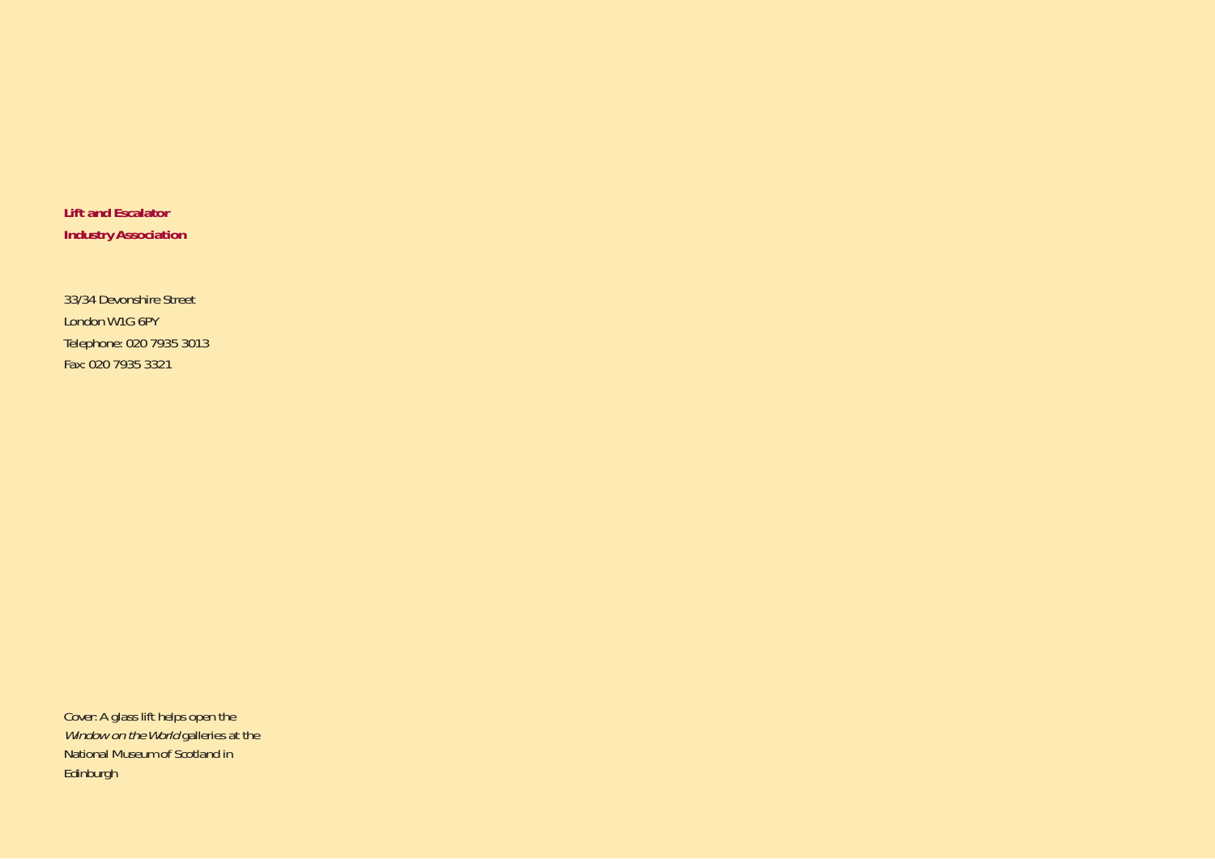**Lift and Escalator**
**Industry Association**

33/34 Devonshire Street
London W1G 6PY
Telephone: 020 7935 3013
Fax: 020 7935 3321

Cover: A glass lift helps open the *Window on the World* galleries at the National Museum of Scotland in Edinburgh